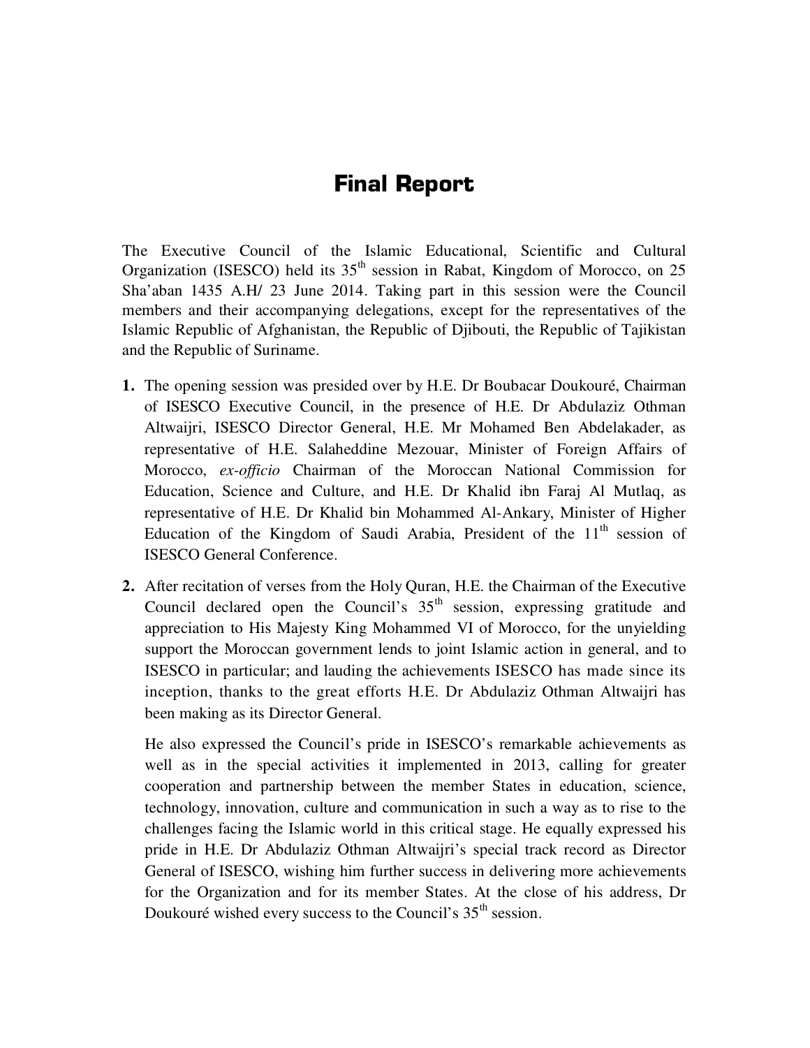# Final Report

The Executive Council of the Islamic Educational, Scientific and Cultural Organization (ISESCO) held its 35th session in Rabat, Kingdom of Morocco, on 25 Sha'aban 1435 A.H/ 23 June 2014. Taking part in this session were the Council members and their accompanying delegations, except for the representatives of the Islamic Republic of Afghanistan, the Republic of Djibouti, the Republic of Tajikistan and the Republic of Suriname.

1. The opening session was presided over by H.E. Dr Boubacar Doukouré, Chairman of ISESCO Executive Council, in the presence of H.E. Dr Abdulaziz Othman Altwaijri, ISESCO Director General, H.E. Mr Mohamed Ben Abdelakader, as representative of H.E. Salaheddine Mezouar, Minister of Foreign Affairs of Morocco, *ex-officio* Chairman of the Moroccan National Commission for Education, Science and Culture, and H.E. Dr Khalid ibn Faraj Al Mutlaq, as representative of H.E. Dr Khalid bin Mohammed Al-Ankary, Minister of Higher Education of the Kingdom of Saudi Arabia, President of the 11th session of ISESCO General Conference.

2. After recitation of verses from the Holy Quran, H.E. the Chairman of the Executive Council declared open the Council's 35th session, expressing gratitude and appreciation to His Majesty King Mohammed VI of Morocco, for the unyielding support the Moroccan government lends to joint Islamic action in general, and to ISESCO in particular; and lauding the achievements ISESCO has made since its inception, thanks to the great efforts H.E. Dr Abdulaziz Othman Altwaijri has been making as its Director General.

   He also expressed the Council's pride in ISESCO's remarkable achievements as well as in the special activities it implemented in 2013, calling for greater cooperation and partnership between the member States in education, science, technology, innovation, culture and communication in such a way as to rise to the challenges facing the Islamic world in this critical stage. He equally expressed his pride in H.E. Dr Abdulaziz Othman Altwaijri's special track record as Director General of ISESCO, wishing him further success in delivering more achievements for the Organization and for its member States. At the close of his address, Dr Doukouré wished every success to the Council's 35th session.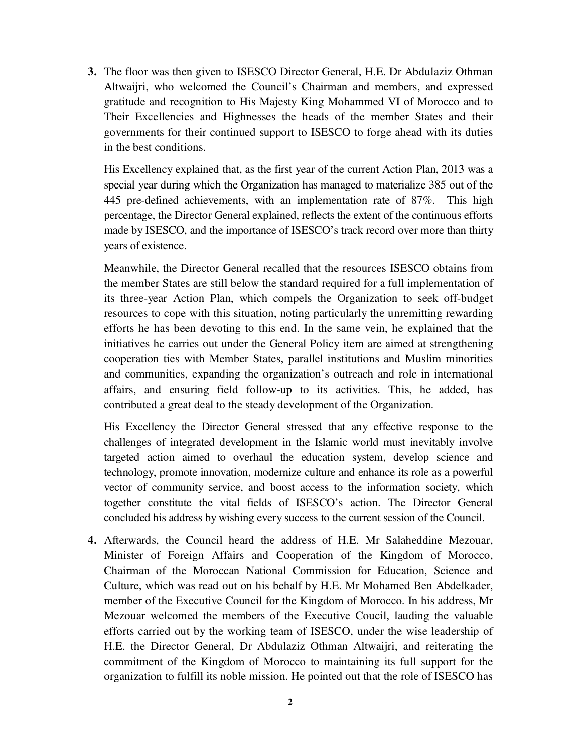3. The floor was then given to ISESCO Director General, H.E. Dr Abdulaziz Othman Altwaijri, who welcomed the Council's Chairman and members, and expressed gratitude and recognition to His Majesty King Mohammed VI of Morocco and to Their Excellencies and Highnesses the heads of the member States and their governments for their continued support to ISESCO to forge ahead with its duties in the best conditions.

   His Excellency explained that, as the first year of the current Action Plan, 2013 was a special year during which the Organization has managed to materialize 385 out of the 445 pre-defined achievements, with an implementation rate of 87%. This high percentage, the Director General explained, reflects the extent of the continuous efforts made by ISESCO, and the importance of ISESCO's track record over more than thirty years of existence.

   Meanwhile, the Director General recalled that the resources ISESCO obtains from the member States are still below the standard required for a full implementation of its three-year Action Plan, which compels the Organization to seek off-budget resources to cope with this situation, noting particularly the unremitting rewarding efforts he has been devoting to this end. In the same vein, he explained that the initiatives he carries out under the General Policy item are aimed at strengthening cooperation ties with Member States, parallel institutions and Muslim minorities and communities, expanding the organization's outreach and role in international affairs, and ensuring field follow-up to its activities. This, he added, has contributed a great deal to the steady development of the Organization.

   His Excellency the Director General stressed that any effective response to the challenges of integrated development in the Islamic world must inevitably involve targeted action aimed to overhaul the education system, develop science and technology, promote innovation, modernize culture and enhance its role as a powerful vector of community service, and boost access to the information society, which together constitute the vital fields of ISESCO's action. The Director General concluded his address by wishing every success to the current session of the Council.

4. Afterwards, the Council heard the address of H.E. Mr Salaheddine Mezouar, Minister of Foreign Affairs and Cooperation of the Kingdom of Morocco, Chairman of the Moroccan National Commission for Education, Science and Culture, which was read out on his behalf by H.E. Mr Mohamed Ben Abdelkader, member of the Executive Council for the Kingdom of Morocco. In his address, Mr Mezouar welcomed the members of the Executive Coucil, lauding the valuable efforts carried out by the working team of ISESCO, under the wise leadership of H.E. the Director General, Dr Abdulaziz Othman Altwaijri, and reiterating the commitment of the Kingdom of Morocco to maintaining its full support for the organization to fulfill its noble mission. He pointed out that the role of ISESCO has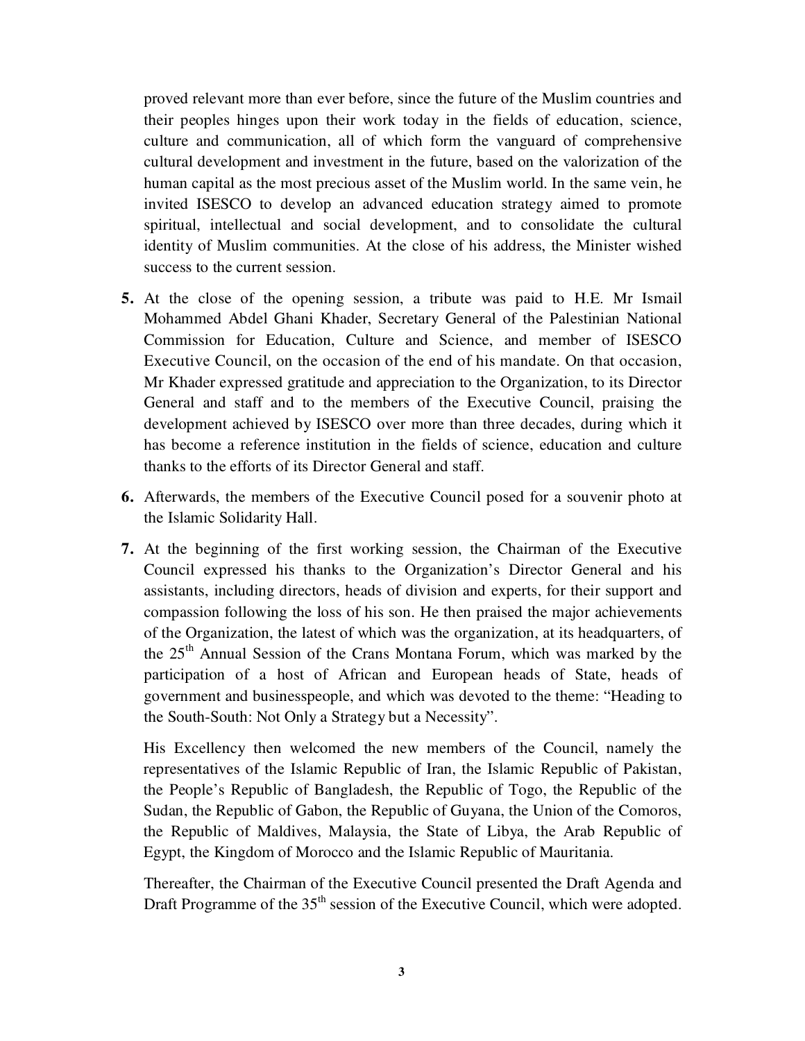proved relevant more than ever before, since the future of the Muslim countries and their peoples hinges upon their work today in the fields of education, science, culture and communication, all of which form the vanguard of comprehensive cultural development and investment in the future, based on the valorization of the human capital as the most precious asset of the Muslim world. In the same vein, he invited ISESCO to develop an advanced education strategy aimed to promote spiritual, intellectual and social development, and to consolidate the cultural identity of Muslim communities. At the close of his address, the Minister wished success to the current session.

**5.** At the close of the opening session, a tribute was paid to H.E. Mr Ismail Mohammed Abdel Ghani Khader, Secretary General of the Palestinian National Commission for Education, Culture and Science, and member of ISESCO Executive Council, on the occasion of the end of his mandate. On that occasion, Mr Khader expressed gratitude and appreciation to the Organization, to its Director General and staff and to the members of the Executive Council, praising the development achieved by ISESCO over more than three decades, during which it has become a reference institution in the fields of science, education and culture thanks to the efforts of its Director General and staff.

**6.** Afterwards, the members of the Executive Council posed for a souvenir photo at the Islamic Solidarity Hall.

**7.** At the beginning of the first working session, the Chairman of the Executive Council expressed his thanks to the Organization's Director General and his assistants, including directors, heads of division and experts, for their support and compassion following the loss of his son. He then praised the major achievements of the Organization, the latest of which was the organization, at its headquarters, of the 25th Annual Session of the Crans Montana Forum, which was marked by the participation of a host of African and European heads of State, heads of government and businesspeople, and which was devoted to the theme: "Heading to the South-South: Not Only a Strategy but a Necessity".

His Excellency then welcomed the new members of the Council, namely the representatives of the Islamic Republic of Iran, the Islamic Republic of Pakistan, the People's Republic of Bangladesh, the Republic of Togo, the Republic of the Sudan, the Republic of Gabon, the Republic of Guyana, the Union of the Comoros, the Republic of Maldives, Malaysia, the State of Libya, the Arab Republic of Egypt, the Kingdom of Morocco and the Islamic Republic of Mauritania.

Thereafter, the Chairman of the Executive Council presented the Draft Agenda and Draft Programme of the 35th session of the Executive Council, which were adopted.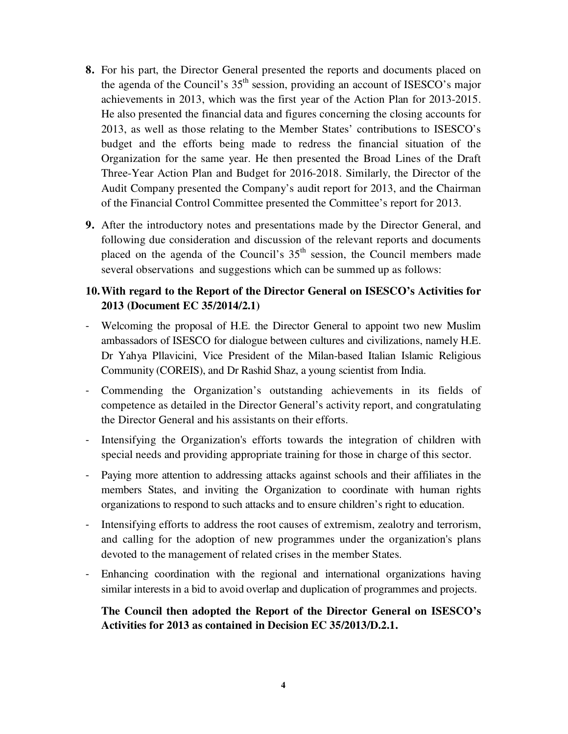**8.** For his part, the Director General presented the reports and documents placed on the agenda of the Council's 35th session, providing an account of ISESCO's major achievements in 2013, which was the first year of the Action Plan for 2013-2015. He also presented the financial data and figures concerning the closing accounts for 2013, as well as those relating to the Member States' contributions to ISESCO's budget and the efforts being made to redress the financial situation of the Organization for the same year. He then presented the Broad Lines of the Draft Three-Year Action Plan and Budget for 2016-2018. Similarly, the Director of the Audit Company presented the Company's audit report for 2013, and the Chairman of the Financial Control Committee presented the Committee's report for 2013.

**9.** After the introductory notes and presentations made by the Director General, and following due consideration and discussion of the relevant reports and documents placed on the agenda of the Council's 35th session, the Council members made several observations and suggestions which can be summed up as follows:

**10. With regard to the Report of the Director General on ISESCO's Activities for 2013 (Document EC 35/2014/2.1)**

- Welcoming the proposal of H.E. the Director General to appoint two new Muslim ambassadors of ISESCO for dialogue between cultures and civilizations, namely H.E. Dr Yahya Pllavicini, Vice President of the Milan-based Italian Islamic Religious Community (COREIS), and Dr Rashid Shaz, a young scientist from India.
- Commending the Organization's outstanding achievements in its fields of competence as detailed in the Director General's activity report, and congratulating the Director General and his assistants on their efforts.
- Intensifying the Organization's efforts towards the integration of children with special needs and providing appropriate training for those in charge of this sector.
- Paying more attention to addressing attacks against schools and their affiliates in the members States, and inviting the Organization to coordinate with human rights organizations to respond to such attacks and to ensure children's right to education.
- Intensifying efforts to address the root causes of extremism, zealotry and terrorism, and calling for the adoption of new programmes under the organization's plans devoted to the management of related crises in the member States.
- Enhancing coordination with the regional and international organizations having similar interests in a bid to avoid overlap and duplication of programmes and projects.

**The Council then adopted the Report of the Director General on ISESCO's Activities for 2013 as contained in Decision EC 35/2013/D.2.1.**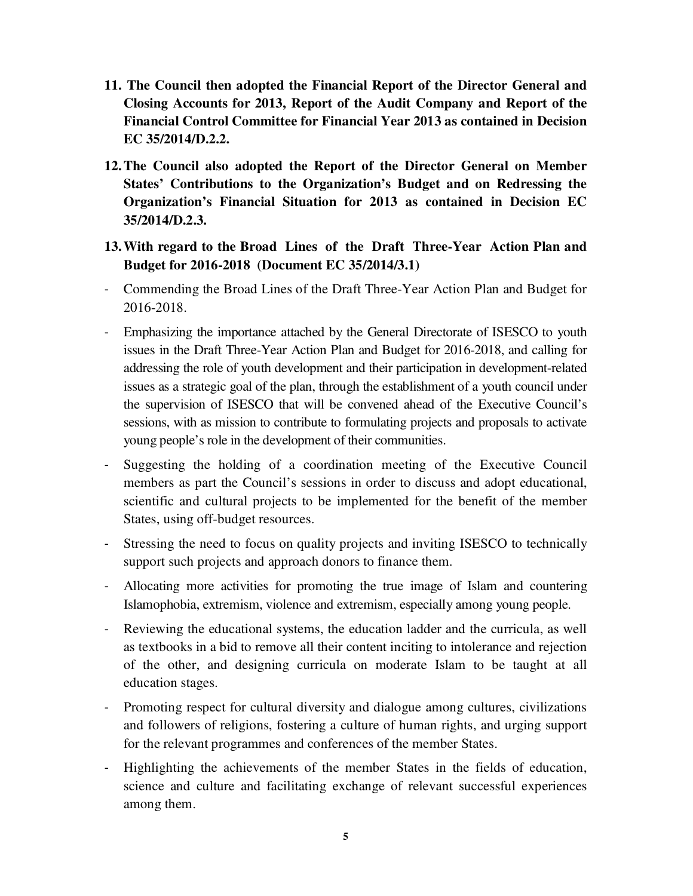11. **The Council then adopted the Financial Report of the Director General and Closing Accounts for 2013, Report of the Audit Company and Report of the Financial Control Committee for Financial Year 2013 as contained in Decision EC 35/2014/D.2.2.**

12. **The Council also adopted the Report of the Director General on Member States' Contributions to the Organization's Budget and on Redressing the Organization's Financial Situation for 2013 as contained in Decision EC 35/2014/D.2.3.**

13. **With regard to the Broad Lines of the Draft Three-Year Action Plan and Budget for 2016-2018 (Document EC 35/2014/3.1)**

- Commending the Broad Lines of the Draft Three-Year Action Plan and Budget for 2016-2018.
- Emphasizing the importance attached by the General Directorate of ISESCO to youth issues in the Draft Three-Year Action Plan and Budget for 2016-2018, and calling for addressing the role of youth development and their participation in development-related issues as a strategic goal of the plan, through the establishment of a youth council under the supervision of ISESCO that will be convened ahead of the Executive Council's sessions, with as mission to contribute to formulating projects and proposals to activate young people's role in the development of their communities.
- Suggesting the holding of a coordination meeting of the Executive Council members as part the Council's sessions in order to discuss and adopt educational, scientific and cultural projects to be implemented for the benefit of the member States, using off-budget resources.
- Stressing the need to focus on quality projects and inviting ISESCO to technically support such projects and approach donors to finance them.
- Allocating more activities for promoting the true image of Islam and countering Islamophobia, extremism, violence and extremism, especially among young people.
- Reviewing the educational systems, the education ladder and the curricula, as well as textbooks in a bid to remove all their content inciting to intolerance and rejection of the other, and designing curricula on moderate Islam to be taught at all education stages.
- Promoting respect for cultural diversity and dialogue among cultures, civilizations and followers of religions, fostering a culture of human rights, and urging support for the relevant programmes and conferences of the member States.
- Highlighting the achievements of the member States in the fields of education, science and culture and facilitating exchange of relevant successful experiences among them.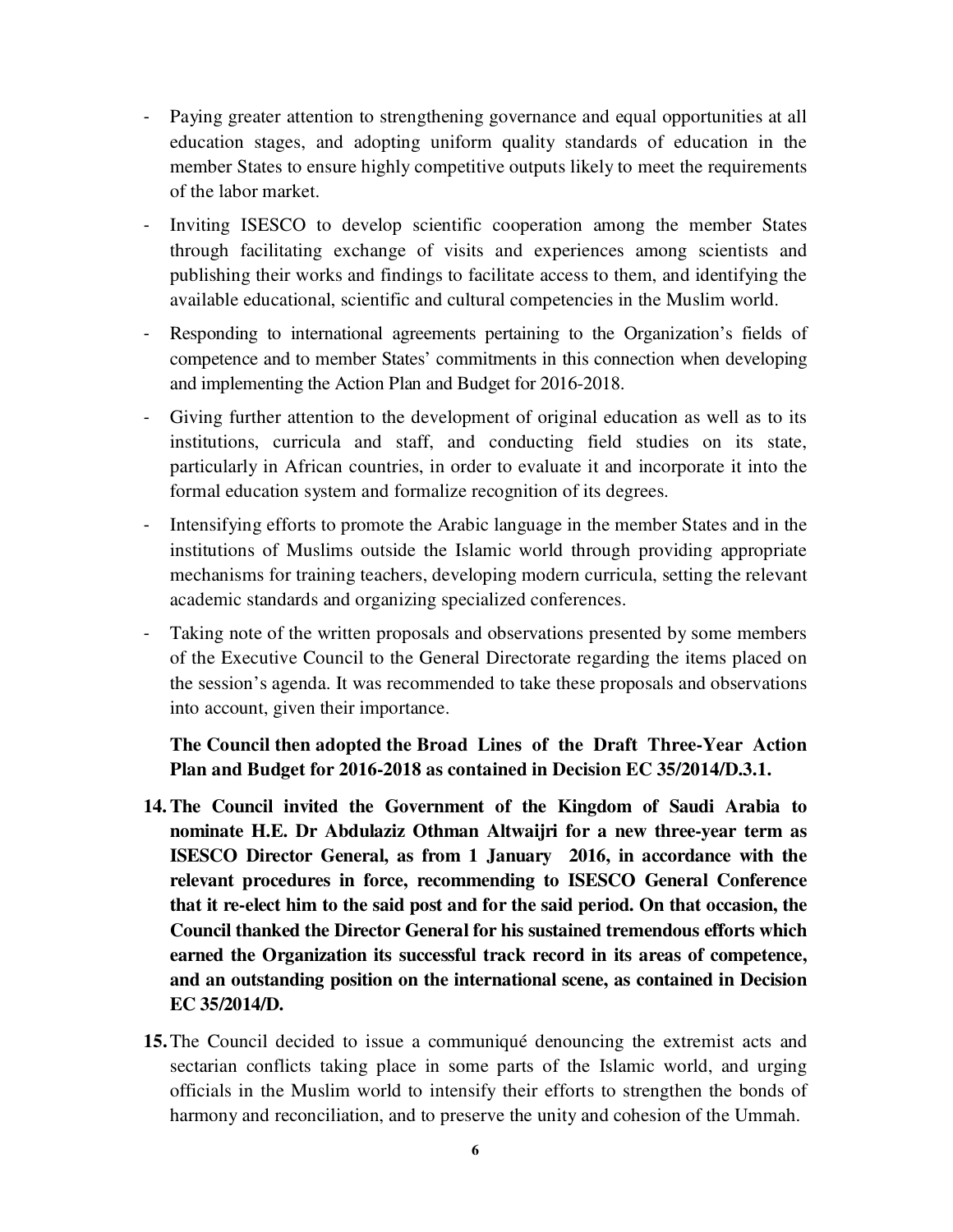- Paying greater attention to strengthening governance and equal opportunities at all education stages, and adopting uniform quality standards of education in the member States to ensure highly competitive outputs likely to meet the requirements of the labor market.
- Inviting ISESCO to develop scientific cooperation among the member States through facilitating exchange of visits and experiences among scientists and publishing their works and findings to facilitate access to them, and identifying the available educational, scientific and cultural competencies in the Muslim world.
- Responding to international agreements pertaining to the Organization's fields of competence and to member States' commitments in this connection when developing and implementing the Action Plan and Budget for 2016-2018.
- Giving further attention to the development of original education as well as to its institutions, curricula and staff, and conducting field studies on its state, particularly in African countries, in order to evaluate it and incorporate it into the formal education system and formalize recognition of its degrees.
- Intensifying efforts to promote the Arabic language in the member States and in the institutions of Muslims outside the Islamic world through providing appropriate mechanisms for training teachers, developing modern curricula, setting the relevant academic standards and organizing specialized conferences.
- Taking note of the written proposals and observations presented by some members of the Executive Council to the General Directorate regarding the items placed on the session's agenda. It was recommended to take these proposals and observations into account, given their importance.

**The Council then adopted the Broad Lines of the Draft Three-Year Action Plan and Budget for 2016-2018 as contained in Decision EC 35/2014/D.3.1.**

14. **The Council invited the Government of the Kingdom of Saudi Arabia to nominate H.E. Dr Abdulaziz Othman Altwaijri for a new three-year term as ISESCO Director General, as from 1 January 2016, in accordance with the relevant procedures in force, recommending to ISESCO General Conference that it re-elect him to the said post and for the said period. On that occasion, the Council thanked the Director General for his sustained tremendous efforts which earned the Organization its successful track record in its areas of competence, and an outstanding position on the international scene, as contained in Decision EC 35/2014/D.**

15. The Council decided to issue a communiqué denouncing the extremist acts and sectarian conflicts taking place in some parts of the Islamic world, and urging officials in the Muslim world to intensify their efforts to strengthen the bonds of harmony and reconciliation, and to preserve the unity and cohesion of the Ummah.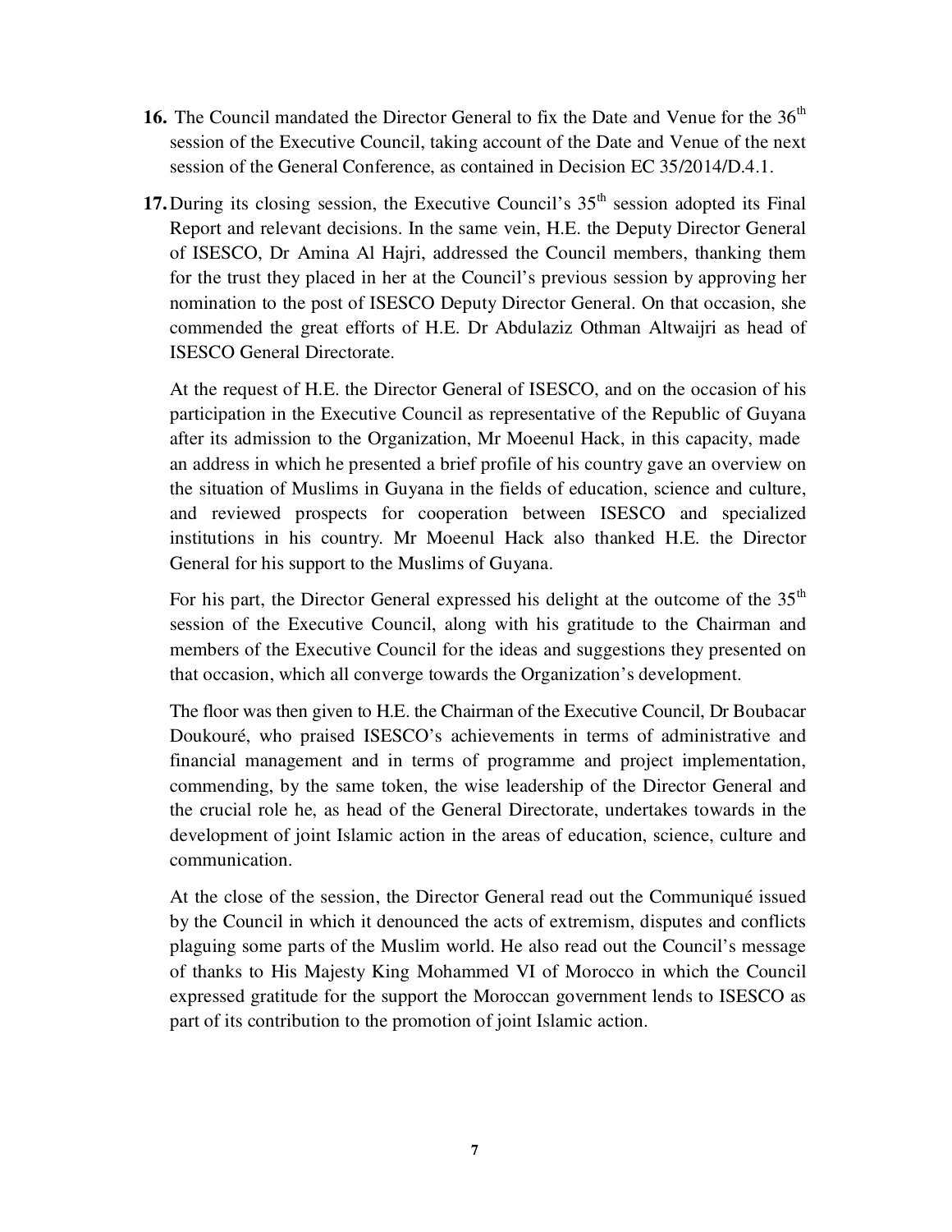**16.** The Council mandated the Director General to fix the Date and Venue for the 36th session of the Executive Council, taking account of the Date and Venue of the next session of the General Conference, as contained in Decision EC 35/2014/D.4.1.

**17.** During its closing session, the Executive Council's 35th session adopted its Final Report and relevant decisions. In the same vein, H.E. the Deputy Director General of ISESCO, Dr Amina Al Hajri, addressed the Council members, thanking them for the trust they placed in her at the Council's previous session by approving her nomination to the post of ISESCO Deputy Director General. On that occasion, she commended the great efforts of H.E. Dr Abdulaziz Othman Altwaijri as head of ISESCO General Directorate.

At the request of H.E. the Director General of ISESCO, and on the occasion of his participation in the Executive Council as representative of the Republic of Guyana after its admission to the Organization, Mr Moeenul Hack, in this capacity, made an address in which he presented a brief profile of his country gave an overview on the situation of Muslims in Guyana in the fields of education, science and culture, and reviewed prospects for cooperation between ISESCO and specialized institutions in his country. Mr Moeenul Hack also thanked H.E. the Director General for his support to the Muslims of Guyana.

For his part, the Director General expressed his delight at the outcome of the 35th session of the Executive Council, along with his gratitude to the Chairman and members of the Executive Council for the ideas and suggestions they presented on that occasion, which all converge towards the Organization's development.

The floor was then given to H.E. the Chairman of the Executive Council, Dr Boubacar Doukouré, who praised ISESCO's achievements in terms of administrative and financial management and in terms of programme and project implementation, commending, by the same token, the wise leadership of the Director General and the crucial role he, as head of the General Directorate, undertakes towards in the development of joint Islamic action in the areas of education, science, culture and communication.

At the close of the session, the Director General read out the Communiqué issued by the Council in which it denounced the acts of extremism, disputes and conflicts plaguing some parts of the Muslim world. He also read out the Council's message of thanks to His Majesty King Mohammed VI of Morocco in which the Council expressed gratitude for the support the Moroccan government lends to ISESCO as part of its contribution to the promotion of joint Islamic action.